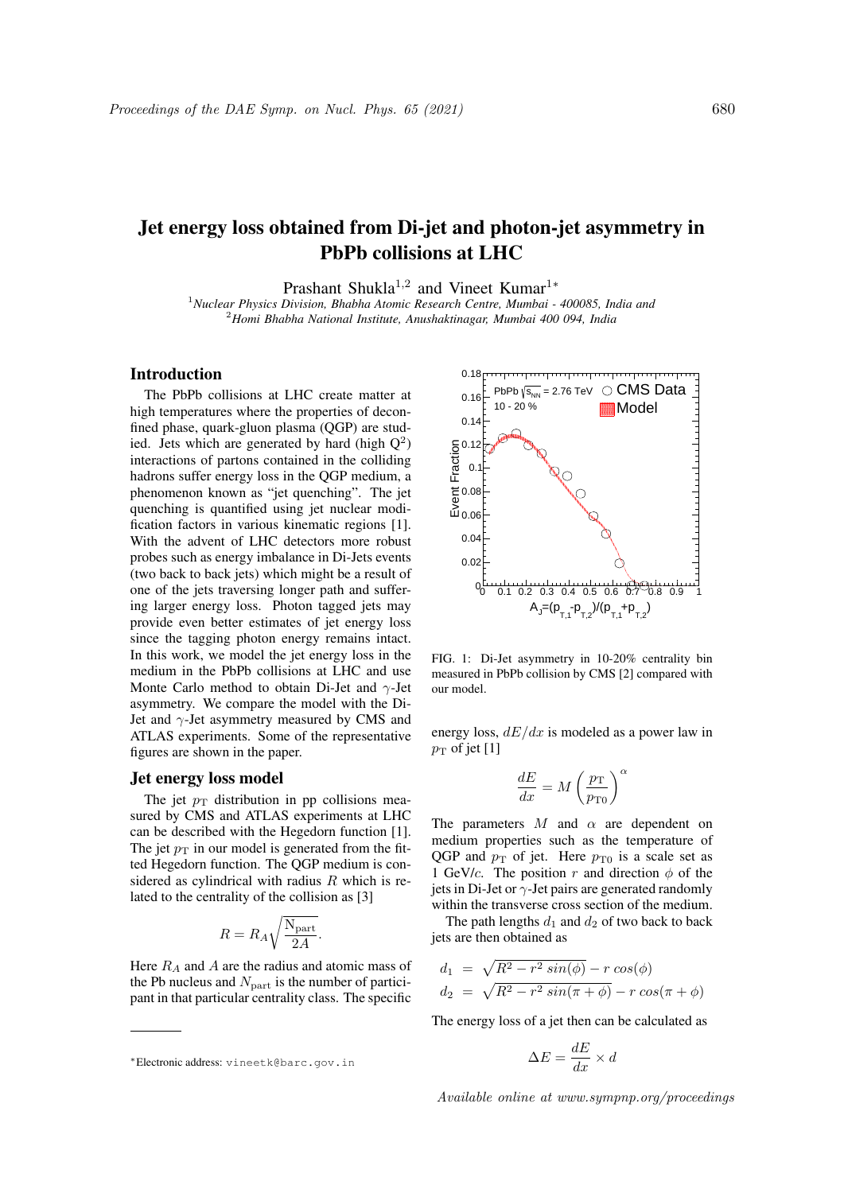# Jet energy loss obtained from Di-jet and photon-jet asymmetry in PbPb collisions at LHC

Prashant Shukla[1,2] and Vineet Kumar[1]*

[1] *Nuclear Physics Division, Bhabha Atomic Research Centre, Mumbai - 400085, India and*
[2] *Homi Bhabha National Institute, Anushaktinagar, Mumbai 400 094, India*

## Introduction

The PbPb collisions at LHC create matter at high temperatures where the properties of deconfined phase, quark-gluon plasma (QGP) are studied. Jets which are generated by hard (high $Q^2$) interactions of partons contained in the colliding hadrons suffer energy loss in the QGP medium, a phenomenon known as "jet quenching". The jet quenching is quantified using jet nuclear modification factors in various kinematic regions [1]. With the advent of LHC detectors more robust probes such as energy imbalance in Di-Jets events (two back to back jets) which might be a result of one of the jets traversing longer path and suffering larger energy loss. Photon tagged jets may provide even better estimates of jet energy loss since the tagging photon energy remains intact. In this work, we model the jet energy loss in the medium in the PbPb collisions at LHC and use Monte Carlo method to obtain Di-Jet and $\gamma$-Jet asymmetry. We compare the model with the Di-Jet and $\gamma$-Jet asymmetry measured by CMS and ATLAS experiments. Some of the representative figures are shown in the paper.

## Jet energy loss model

The jet $p_{\rm T}$ distribution in pp collisions measured by CMS and ATLAS experiments at LHC can be described with the Hegedorn function [1]. The jet $p_{\rm T}$ in our model is generated from the fitted Hegedorn function. The QGP medium is considered as cylindrical with radius $R$ which is related to the centrality of the collision as [3]

$$R = R_A \sqrt{\frac{\rm N_{part}}{2A}}.$$

Here $R_A$ and $A$ are the radius and atomic mass of the Pb nucleus and $N_{\rm part}$ is the number of participant in that particular centrality class. The specific energy loss, $dE/dx$ is modeled as a power law in $p_{\rm T}$ of jet [1]

$$\frac{dE}{dx} = M \left(\frac{p_{\rm T}}{p_{\rm T0}}\right)^{\alpha}$$

The parameters $M$ and $\alpha$ are dependent on medium properties such as the temperature of QGP and $p_{\rm T}$ of jet. Here $p_{\rm T0}$ is a scale set as 1 GeV/$c$. The position $r$ and direction $\phi$ of the jets in Di-Jet or $\gamma$-Jet pairs are generated randomly within the transverse cross section of the medium.

The path lengths $d_1$ and $d_2$ of two back to back jets are then obtained as

$$\begin{aligned} d_1 &= \sqrt{R^2 - r^2\, sin(\phi)} - r\, cos(\phi) \\ d_2 &= \sqrt{R^2 - r^2\, sin(\pi+\phi)} - r\, cos(\pi+\phi) \end{aligned}$$

The energy loss of a jet then can be calculated as

$$\Delta E = \frac{dE}{dx} \times d$$

FIG. 1: Di-Jet asymmetry in 10-20% centrality bin measured in PbPb collision by CMS [2] compared with our model.

*Electronic address: vineetk@barc.gov.in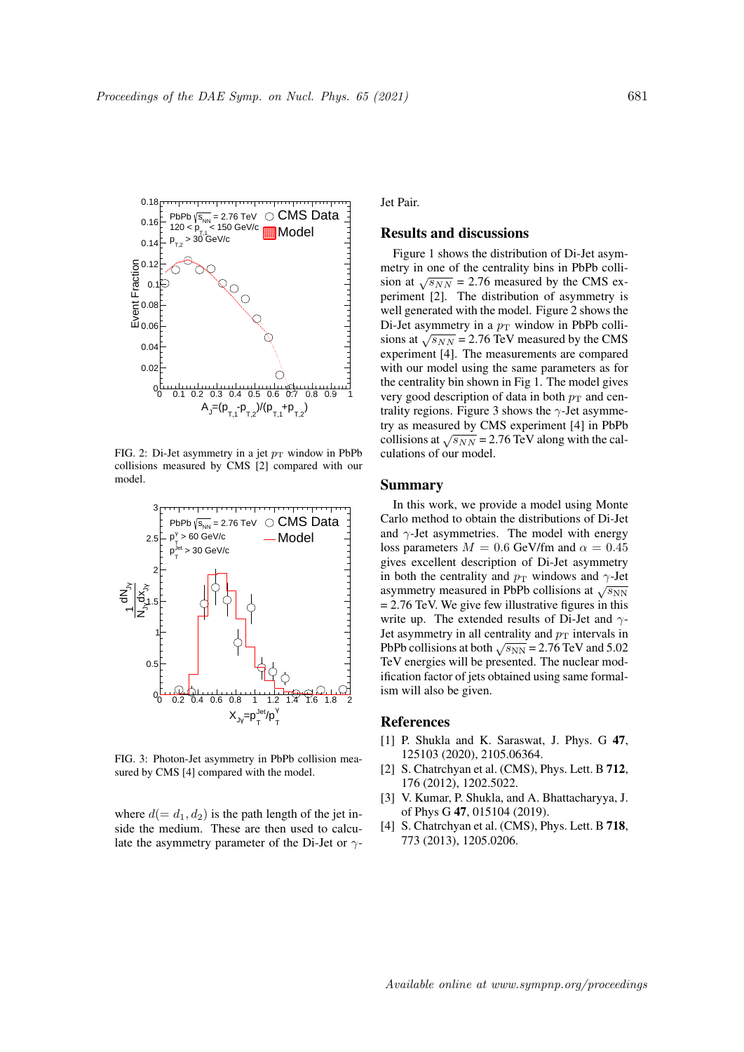PbPb $\sqrt{s_{NN}}$ = 2.76 TeV
120 < $p_{T,1}$ < 150 GeV/c
$p_{T,2}$ > 30 GeV/c
CMS Data
Model
Event Fraction
$A_J=(p_{T,1}-p_{T,2})/(p_{T,1}+p_{T,2})$

FIG. 2: Di-Jet asymmetry in a jet $p_T$ window in PbPb collisions measured by CMS [2] compared with our model.

PbPb $\sqrt{s_{NN}}$ = 2.76 TeV
$p_T^{\gamma}$ > 60 GeV/c
$p_T^{Jet}$ > 30 GeV/c
CMS Data
Model
$\frac{1}{N_{J\gamma}}\frac{dN_{J\gamma}}{dx_{J\gamma}}$
$X_{J\gamma}=p_T^{Jet}/p_T^{\gamma}$

FIG. 3: Photon-Jet asymmetry in PbPb collision measured by CMS [4] compared with the model.

where $d(= d_1, d_2)$ is the path length of the jet inside the medium. These are then used to calculate the asymmetry parameter of the Di-Jet or $\gamma$-Jet Pair.

## Results and discussions

Figure 1 shows the distribution of Di-Jet asymmetry in one of the centrality bins in PbPb collision at $\sqrt{s_{NN}}$ = 2.76 TeV measured by the CMS experiment [2]. The distribution of asymmetry is well generated with the model. Figure 2 shows the Di-Jet asymmetry in a $p_T$ window in PbPb collisions at $\sqrt{s_{NN}}$ = 2.76 TeV measured by the CMS experiment [4]. The measurements are compared with our model using the same parameters as for the centrality bin shown in Fig 1. The model gives very good description of data in both $p_T$ and centrality regions. Figure 3 shows the $\gamma$-Jet asymmetry as measured by CMS experiment [4] in PbPb collisions at $\sqrt{s_{NN}}$ = 2.76 TeV along with the calculations of our model.

## Summary

In this work, we provide a model using Monte Carlo method to obtain the distributions of Di-Jet and $\gamma$-Jet asymmetries. The model with energy loss parameters $M = 0.6$ GeV/fm and $\alpha = 0.45$ gives excellent description of Di-Jet asymmetry in both the centrality and $p_T$ windows and $\gamma$-Jet asymmetry measured in PbPb collisions at $\sqrt{s_{\rm NN}}$ = 2.76 TeV. We give few illustrative figures in this write up. The extended results of Di-Jet and $\gamma$-Jet asymmetry in all centrality and $p_T$ intervals in PbPb collisions at both $\sqrt{s_{\rm NN}}$ = 2.76 TeV and 5.02 TeV energies will be presented. The nuclear modification factor of jets obtained using same formalism will also be given.

## References

[1] P. Shukla and K. Saraswat, J. Phys. G **47**, 125103 (2020), 2105.06364.

[2] S. Chatrchyan et al. (CMS), Phys. Lett. B **712**, 176 (2012), 1202.5022.

[3] V. Kumar, P. Shukla, and A. Bhattacharyya, J. of Phys G **47**, 015104 (2019).

[4] S. Chatrchyan et al. (CMS), Phys. Lett. B **718**, 773 (2013), 1205.0206.